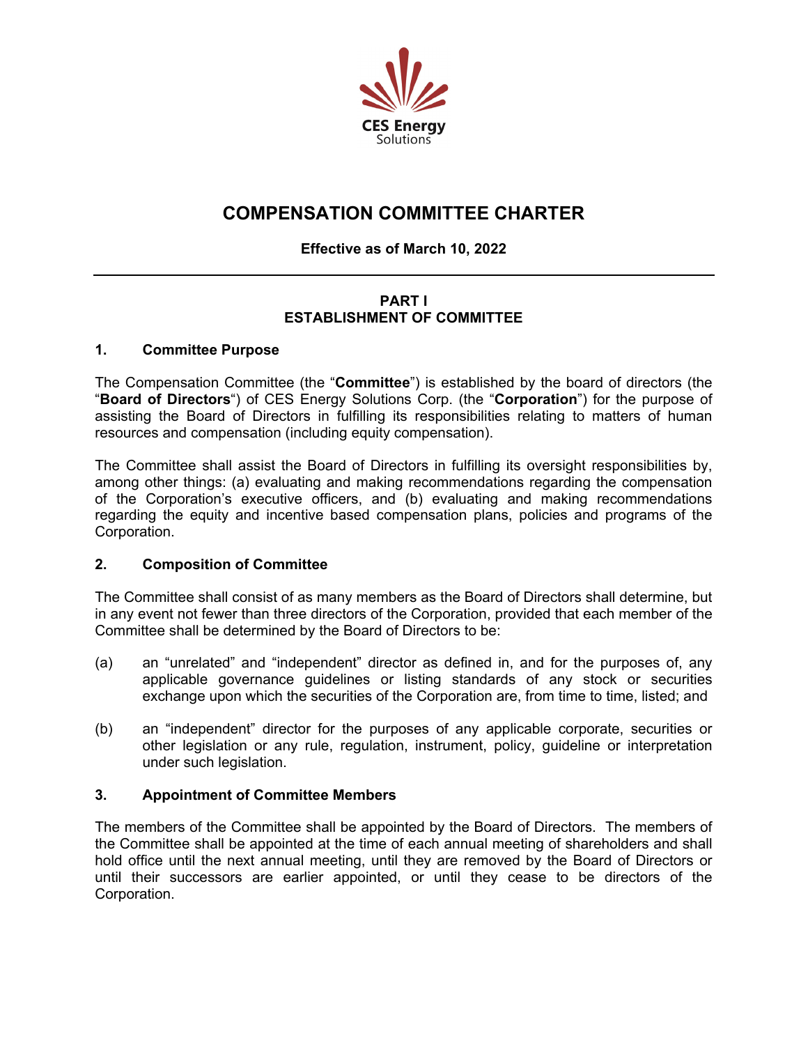CES Energy Solutions

# COMPENSATION COMMITTEE CHARTER

**Effective as of March 10, 2022**

---

## PART I
## ESTABLISHMENT OF COMMITTEE

### 1. Committee Purpose

The Compensation Committee (the "**Committee**") is established by the board of directors (the "**Board of Directors**") of CES Energy Solutions Corp. (the "**Corporation**") for the purpose of assisting the Board of Directors in fulfilling its responsibilities relating to matters of human resources and compensation (including equity compensation).

The Committee shall assist the Board of Directors in fulfilling its oversight responsibilities by, among other things: (a) evaluating and making recommendations regarding the compensation of the Corporation's executive officers, and (b) evaluating and making recommendations regarding the equity and incentive based compensation plans, policies and programs of the Corporation.

### 2. Composition of Committee

The Committee shall consist of as many members as the Board of Directors shall determine, but in any event not fewer than three directors of the Corporation, provided that each member of the Committee shall be determined by the Board of Directors to be:

(a) an "unrelated" and "independent" director as defined in, and for the purposes of, any applicable governance guidelines or listing standards of any stock or securities exchange upon which the securities of the Corporation are, from time to time, listed; and

(b) an "independent" director for the purposes of any applicable corporate, securities or other legislation or any rule, regulation, instrument, policy, guideline or interpretation under such legislation.

### 3. Appointment of Committee Members

The members of the Committee shall be appointed by the Board of Directors. The members of the Committee shall be appointed at the time of each annual meeting of shareholders and shall hold office until the next annual meeting, until they are removed by the Board of Directors or until their successors are earlier appointed, or until they cease to be directors of the Corporation.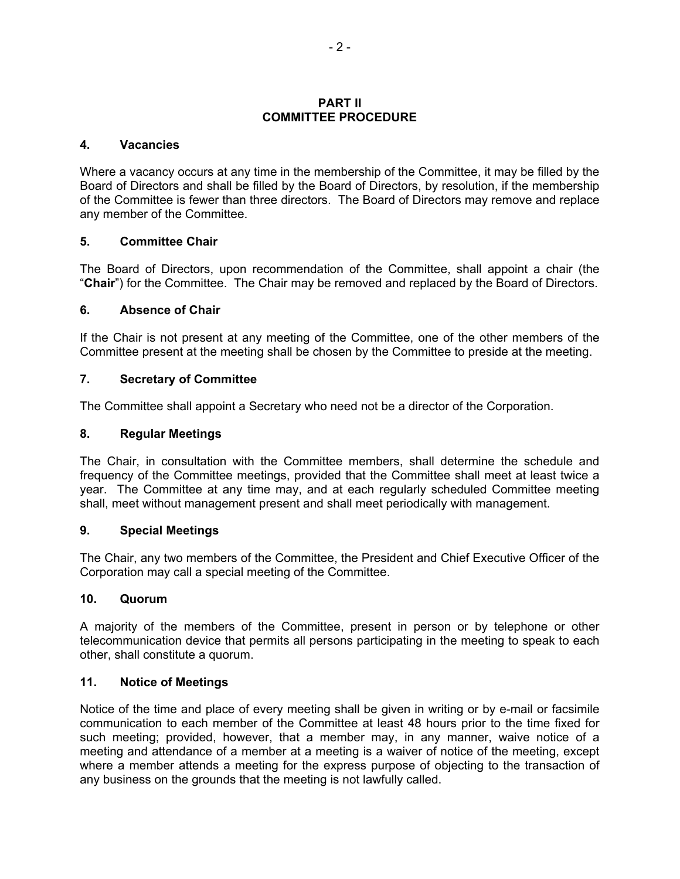## PART II
## COMMITTEE PROCEDURE

### 4. Vacancies

Where a vacancy occurs at any time in the membership of the Committee, it may be filled by the Board of Directors and shall be filled by the Board of Directors, by resolution, if the membership of the Committee is fewer than three directors. The Board of Directors may remove and replace any member of the Committee.

### 5. Committee Chair

The Board of Directors, upon recommendation of the Committee, shall appoint a chair (the "**Chair**") for the Committee. The Chair may be removed and replaced by the Board of Directors.

### 6. Absence of Chair

If the Chair is not present at any meeting of the Committee, one of the other members of the Committee present at the meeting shall be chosen by the Committee to preside at the meeting.

### 7. Secretary of Committee

The Committee shall appoint a Secretary who need not be a director of the Corporation.

### 8. Regular Meetings

The Chair, in consultation with the Committee members, shall determine the schedule and frequency of the Committee meetings, provided that the Committee shall meet at least twice a year. The Committee at any time may, and at each regularly scheduled Committee meeting shall, meet without management present and shall meet periodically with management.

### 9. Special Meetings

The Chair, any two members of the Committee, the President and Chief Executive Officer of the Corporation may call a special meeting of the Committee.

### 10. Quorum

A majority of the members of the Committee, present in person or by telephone or other telecommunication device that permits all persons participating in the meeting to speak to each other, shall constitute a quorum.

### 11. Notice of Meetings

Notice of the time and place of every meeting shall be given in writing or by e-mail or facsimile communication to each member of the Committee at least 48 hours prior to the time fixed for such meeting; provided, however, that a member may, in any manner, waive notice of a meeting and attendance of a member at a meeting is a waiver of notice of the meeting, except where a member attends a meeting for the express purpose of objecting to the transaction of any business on the grounds that the meeting is not lawfully called.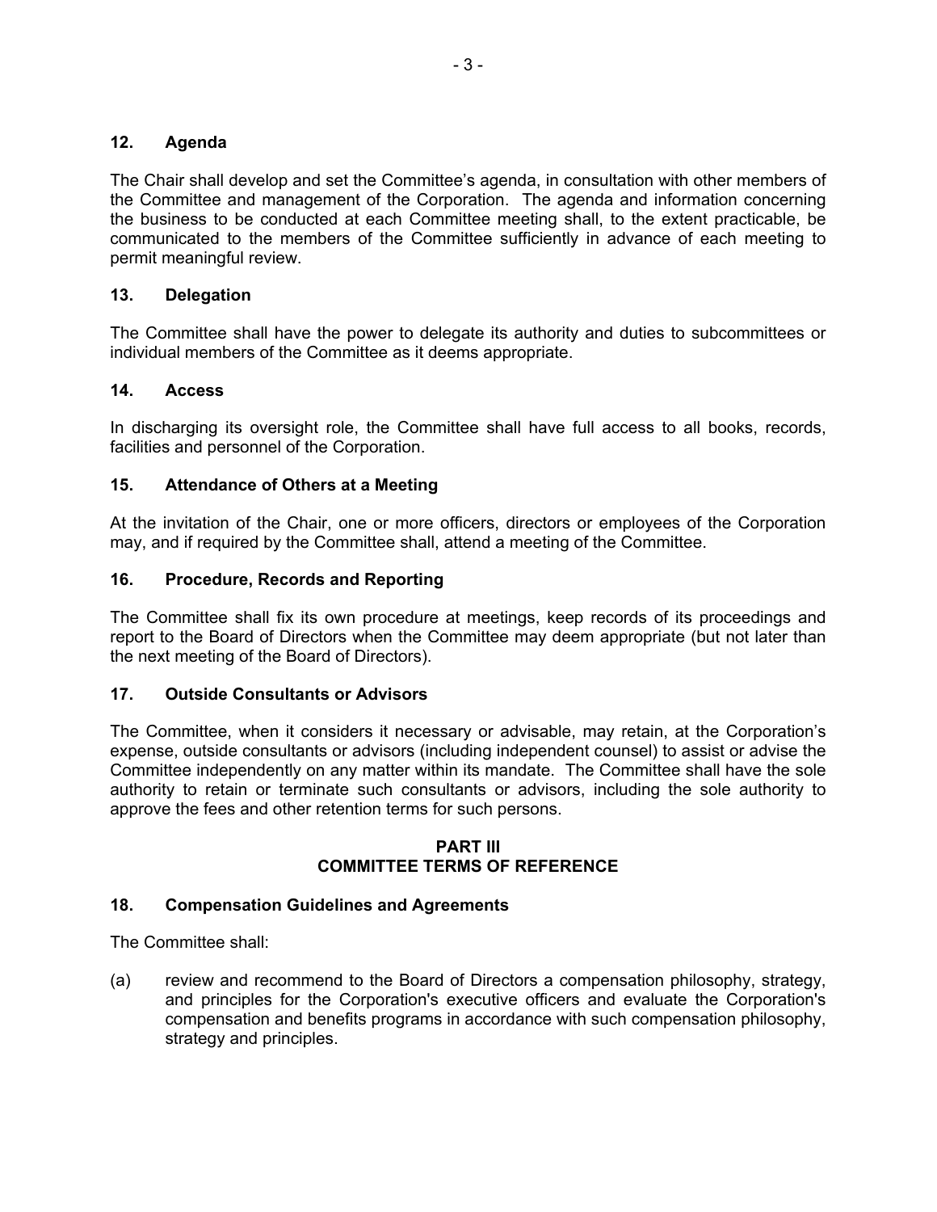### 12. Agenda

The Chair shall develop and set the Committee’s agenda, in consultation with other members of the Committee and management of the Corporation. The agenda and information concerning the business to be conducted at each Committee meeting shall, to the extent practicable, be communicated to the members of the Committee sufficiently in advance of each meeting to permit meaningful review.

### 13. Delegation

The Committee shall have the power to delegate its authority and duties to subcommittees or individual members of the Committee as it deems appropriate.

### 14. Access

In discharging its oversight role, the Committee shall have full access to all books, records, facilities and personnel of the Corporation.

### 15. Attendance of Others at a Meeting

At the invitation of the Chair, one or more officers, directors or employees of the Corporation may, and if required by the Committee shall, attend a meeting of the Committee.

### 16. Procedure, Records and Reporting

The Committee shall fix its own procedure at meetings, keep records of its proceedings and report to the Board of Directors when the Committee may deem appropriate (but not later than the next meeting of the Board of Directors).

### 17. Outside Consultants or Advisors

The Committee, when it considers it necessary or advisable, may retain, at the Corporation’s expense, outside consultants or advisors (including independent counsel) to assist or advise the Committee independently on any matter within its mandate. The Committee shall have the sole authority to retain or terminate such consultants or advisors, including the sole authority to approve the fees and other retention terms for such persons.

## PART III
## COMMITTEE TERMS OF REFERENCE

### 18. Compensation Guidelines and Agreements

The Committee shall:

(a) review and recommend to the Board of Directors a compensation philosophy, strategy, and principles for the Corporation's executive officers and evaluate the Corporation's compensation and benefits programs in accordance with such compensation philosophy, strategy and principles.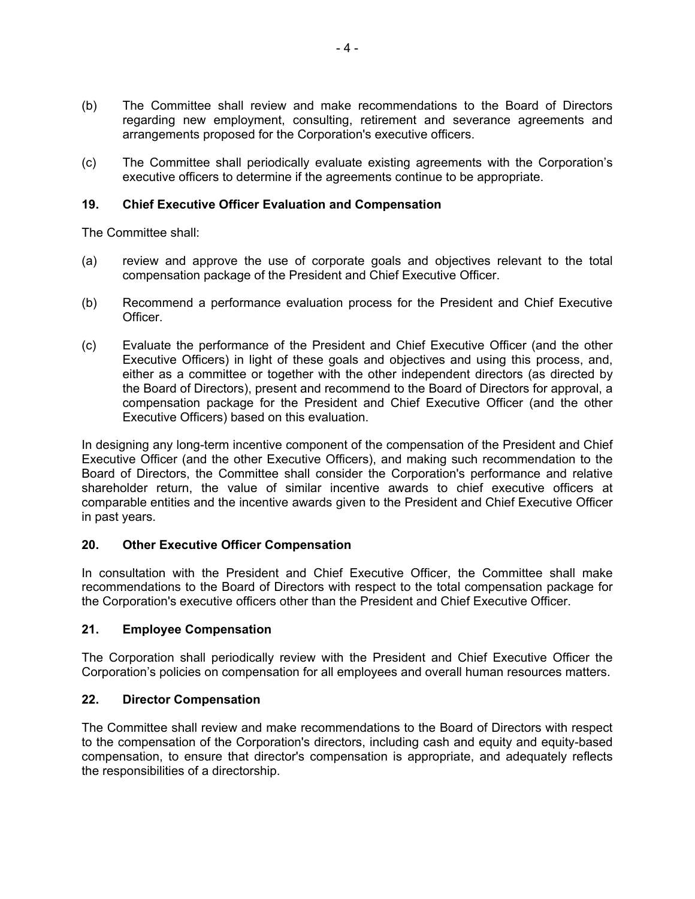(b) The Committee shall review and make recommendations to the Board of Directors regarding new employment, consulting, retirement and severance agreements and arrangements proposed for the Corporation's executive officers.

(c) The Committee shall periodically evaluate existing agreements with the Corporation's executive officers to determine if the agreements continue to be appropriate.

### 19. Chief Executive Officer Evaluation and Compensation

The Committee shall:

(a) review and approve the use of corporate goals and objectives relevant to the total compensation package of the President and Chief Executive Officer.

(b) Recommend a performance evaluation process for the President and Chief Executive Officer.

(c) Evaluate the performance of the President and Chief Executive Officer (and the other Executive Officers) in light of these goals and objectives and using this process, and, either as a committee or together with the other independent directors (as directed by the Board of Directors), present and recommend to the Board of Directors for approval, a compensation package for the President and Chief Executive Officer (and the other Executive Officers) based on this evaluation.

In designing any long-term incentive component of the compensation of the President and Chief Executive Officer (and the other Executive Officers), and making such recommendation to the Board of Directors, the Committee shall consider the Corporation's performance and relative shareholder return, the value of similar incentive awards to chief executive officers at comparable entities and the incentive awards given to the President and Chief Executive Officer in past years.

### 20. Other Executive Officer Compensation

In consultation with the President and Chief Executive Officer, the Committee shall make recommendations to the Board of Directors with respect to the total compensation package for the Corporation's executive officers other than the President and Chief Executive Officer.

### 21. Employee Compensation

The Corporation shall periodically review with the President and Chief Executive Officer the Corporation's policies on compensation for all employees and overall human resources matters.

### 22. Director Compensation

The Committee shall review and make recommendations to the Board of Directors with respect to the compensation of the Corporation's directors, including cash and equity and equity-based compensation, to ensure that director's compensation is appropriate, and adequately reflects the responsibilities of a directorship.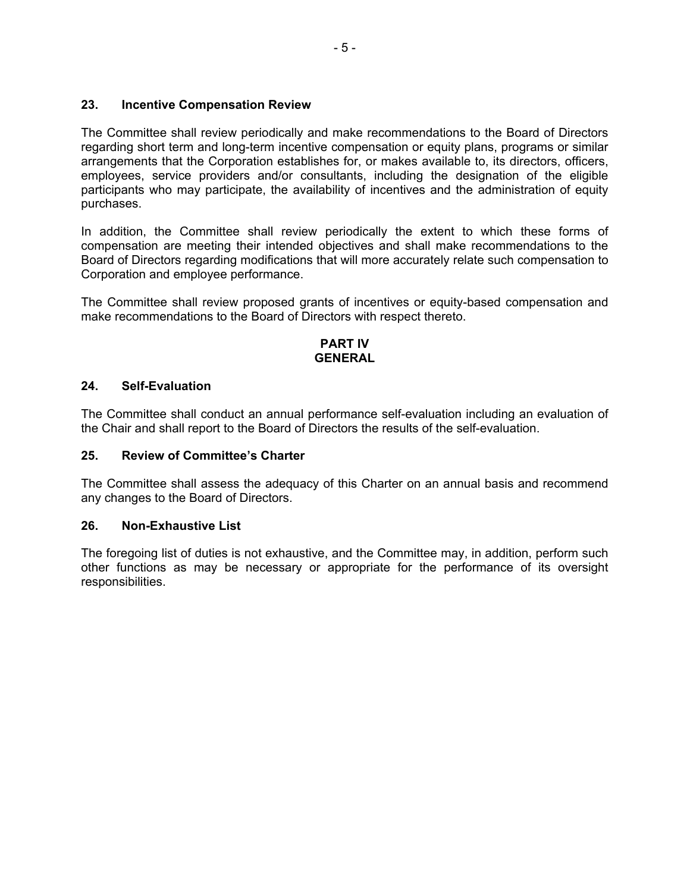### 23. Incentive Compensation Review

The Committee shall review periodically and make recommendations to the Board of Directors regarding short term and long-term incentive compensation or equity plans, programs or similar arrangements that the Corporation establishes for, or makes available to, its directors, officers, employees, service providers and/or consultants, including the designation of the eligible participants who may participate, the availability of incentives and the administration of equity purchases.

In addition, the Committee shall review periodically the extent to which these forms of compensation are meeting their intended objectives and shall make recommendations to the Board of Directors regarding modifications that will more accurately relate such compensation to Corporation and employee performance.

The Committee shall review proposed grants of incentives or equity-based compensation and make recommendations to the Board of Directors with respect thereto.

## PART IV
## GENERAL

### 24. Self-Evaluation

The Committee shall conduct an annual performance self-evaluation including an evaluation of the Chair and shall report to the Board of Directors the results of the self-evaluation.

### 25. Review of Committee's Charter

The Committee shall assess the adequacy of this Charter on an annual basis and recommend any changes to the Board of Directors.

### 26. Non-Exhaustive List

The foregoing list of duties is not exhaustive, and the Committee may, in addition, perform such other functions as may be necessary or appropriate for the performance of its oversight responsibilities.